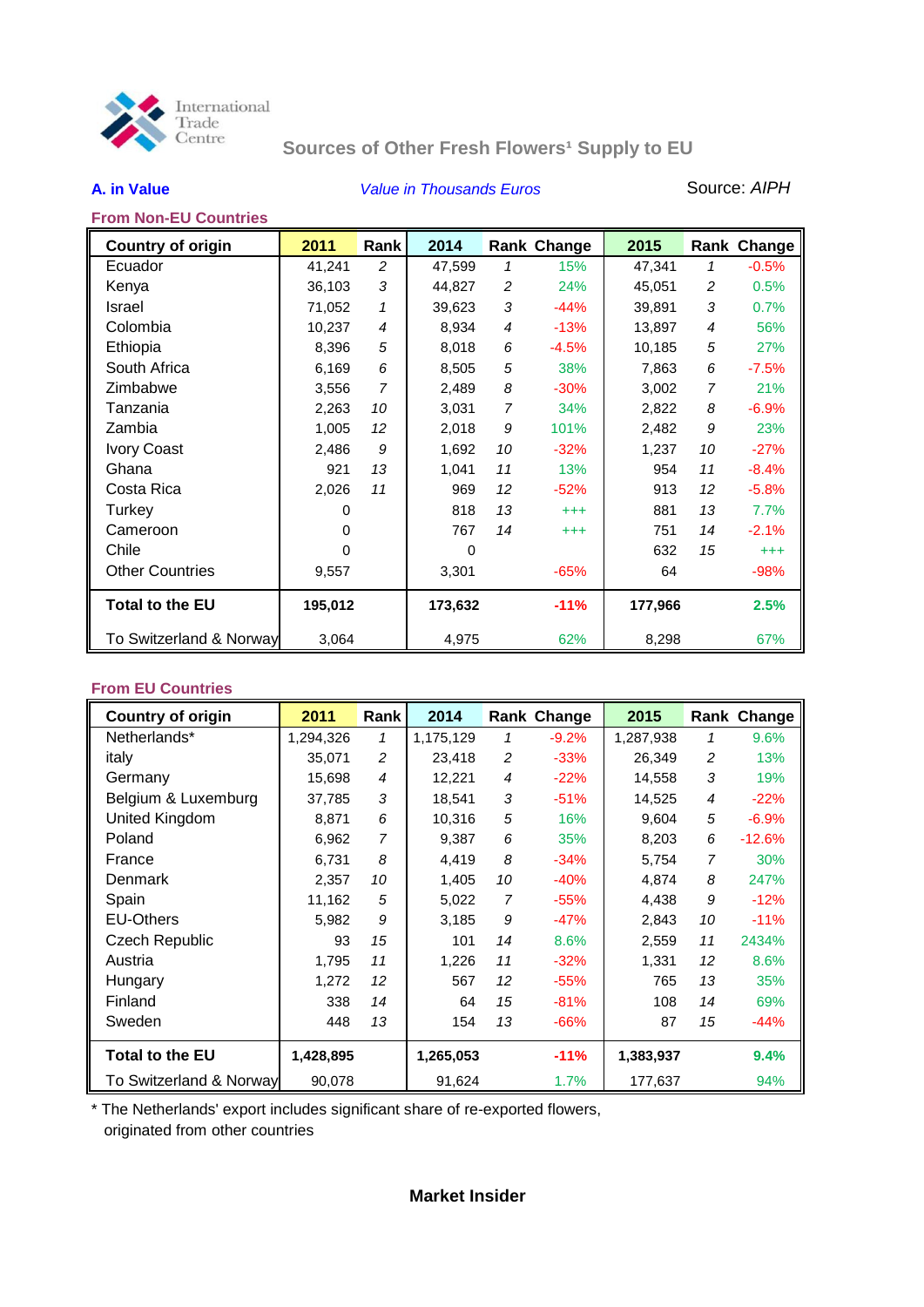International Trade Centre

# Sources of Other Fresh Flowers[1] Supply to EU

**A. in Value** *Value in Thousands Euros* Source: *AIPH*

## From Non-EU Countries

| Country of origin | 2011 | Rank | 2014 | Rank | Change | 2015 | Rank | Change |
|---|---|---|---|---|---|---|---|---|
| Ecuador | 41,241 | *2* | 47,599 | *1* | 15% | 47,341 | *1* | -0.5% |
| Kenya | 36,103 | *3* | 44,827 | *2* | 24% | 45,051 | *2* | 0.5% |
| Israel | 71,052 | *1* | 39,623 | *3* | -44% | 39,891 | *3* | 0.7% |
| Colombia | 10,237 | *4* | 8,934 | *4* | -13% | 13,897 | *4* | 56% |
| Ethiopia | 8,396 | *5* | 8,018 | *6* | -4.5% | 10,185 | *5* | 27% |
| South Africa | 6,169 | *6* | 8,505 | *5* | 38% | 7,863 | *6* | -7.5% |
| Zimbabwe | 3,556 | *7* | 2,489 | *8* | -30% | 3,002 | *7* | 21% |
| Tanzania | 2,263 | *10* | 3,031 | *7* | 34% | 2,822 | *8* | -6.9% |
| Zambia | 1,005 | *12* | 2,018 | *9* | 101% | 2,482 | *9* | 23% |
| Ivory Coast | 2,486 | *9* | 1,692 | *10* | -32% | 1,237 | *10* | -27% |
| Ghana | 921 | *13* | 1,041 | *11* | 13% | 954 | *11* | -8.4% |
| Costa Rica | 2,026 | *11* | 969 | *12* | -52% | 913 | *12* | -5.8% |
| Turkey | 0 | | 818 | *13* | +++ | 881 | *13* | 7.7% |
| Cameroon | 0 | | 767 | *14* | +++ | 751 | *14* | -2.1% |
| Chile | 0 | | 0 | | | 632 | *15* | +++ |
| Other Countries | 9,557 | | 3,301 | | -65% | 64 | | -98% |
| **Total to the EU** | **195,012** | | **173,632** | | **-11%** | **177,966** | | **2.5%** |
| To Switzerland & Norway | 3,064 | | 4,975 | | 62% | 8,298 | | 67% |

## From EU Countries

| Country of origin | 2011 | Rank | 2014 | Rank | Change | 2015 | Rank | Change |
|---|---|---|---|---|---|---|---|---|
| Netherlands* | 1,294,326 | *1* | 1,175,129 | *1* | -9.2% | 1,287,938 | *1* | 9.6% |
| italy | 35,071 | *2* | 23,418 | *2* | -33% | 26,349 | *2* | 13% |
| Germany | 15,698 | *4* | 12,221 | *4* | -22% | 14,558 | *3* | 19% |
| Belgium & Luxemburg | 37,785 | *3* | 18,541 | *3* | -51% | 14,525 | *4* | -22% |
| United Kingdom | 8,871 | *6* | 10,316 | *5* | 16% | 9,604 | *5* | -6.9% |
| Poland | 6,962 | *7* | 9,387 | *6* | 35% | 8,203 | *6* | -12.6% |
| France | 6,731 | *8* | 4,419 | *8* | -34% | 5,754 | *7* | 30% |
| Denmark | 2,357 | *10* | 1,405 | *10* | -40% | 4,874 | *8* | 247% |
| Spain | 11,162 | *5* | 5,022 | *7* | -55% | 4,438 | *9* | -12% |
| EU-Others | 5,982 | *9* | 3,185 | *9* | -47% | 2,843 | *10* | -11% |
| Czech Republic | 93 | *15* | 101 | *14* | 8.6% | 2,559 | *11* | 2434% |
| Austria | 1,795 | *11* | 1,226 | *11* | -32% | 1,331 | *12* | 8.6% |
| Hungary | 1,272 | *12* | 567 | *12* | -55% | 765 | *13* | 35% |
| Finland | 338 | *14* | 64 | *15* | -81% | 108 | *14* | 69% |
| Sweden | 448 | *13* | 154 | *13* | -66% | 87 | *15* | -44% |
| **Total to the EU** | **1,428,895** | | **1,265,053** | | **-11%** | **1,383,937** | | **9.4%** |
| To Switzerland & Norway | 90,078 | | 91,624 | | 1.7% | 177,637 | | 94% |

\* The Netherlands' export includes significant share of re-exported flowers, originated from other countries

**Market Insider**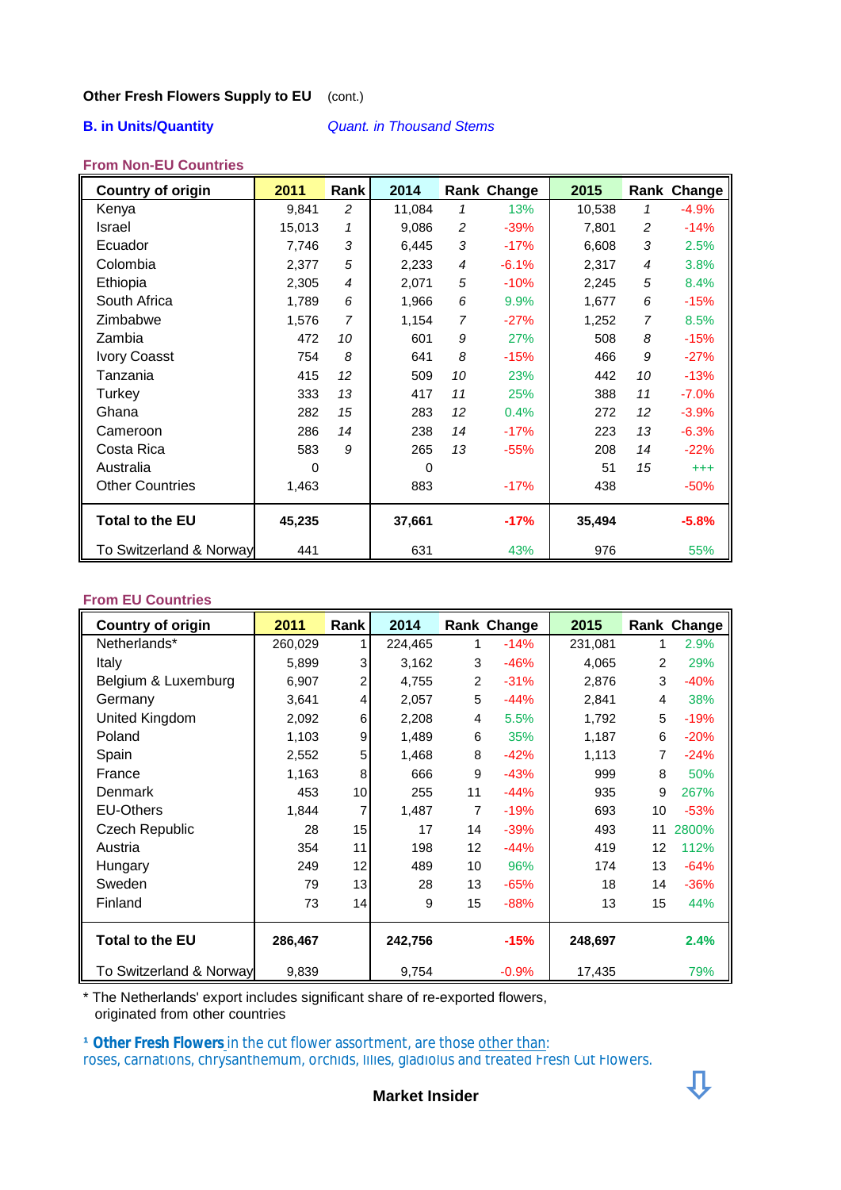**Other Fresh Flowers Supply to EU** (cont.)

**B. in Units/Quantity** *Quant. in Thousand Stems*

**From Non-EU Countries**

| Country of origin | 2011 | Rank | 2014 | Rank | Change | 2015 | Rank | Change |
|---|---|---|---|---|---|---|---|---|
| Kenya | 9,841 | 2 | 11,084 | 1 | 13% | 10,538 | 1 | -4.9% |
| Israel | 15,013 | 1 | 9,086 | 2 | -39% | 7,801 | 2 | -14% |
| Ecuador | 7,746 | 3 | 6,445 | 3 | -17% | 6,608 | 3 | 2.5% |
| Colombia | 2,377 | 5 | 2,233 | 4 | -6.1% | 2,317 | 4 | 3.8% |
| Ethiopia | 2,305 | 4 | 2,071 | 5 | -10% | 2,245 | 5 | 8.4% |
| South Africa | 1,789 | 6 | 1,966 | 6 | 9.9% | 1,677 | 6 | -15% |
| Zimbabwe | 1,576 | 7 | 1,154 | 7 | -27% | 1,252 | 7 | 8.5% |
| Zambia | 472 | 10 | 601 | 9 | 27% | 508 | 8 | -15% |
| Ivory Coasst | 754 | 8 | 641 | 8 | -15% | 466 | 9 | -27% |
| Tanzania | 415 | 12 | 509 | 10 | 23% | 442 | 10 | -13% |
| Turkey | 333 | 13 | 417 | 11 | 25% | 388 | 11 | -7.0% |
| Ghana | 282 | 15 | 283 | 12 | 0.4% | 272 | 12 | -3.9% |
| Cameroon | 286 | 14 | 238 | 14 | -17% | 223 | 13 | -6.3% |
| Costa Rica | 583 | 9 | 265 | 13 | -55% | 208 | 14 | -22% |
| Australia | 0 | | 0 | | | 51 | 15 | +++ |
| Other Countries | 1,463 | | 883 | | -17% | 438 | | -50% |
| **Total to the EU** | **45,235** | | **37,661** | | **-17%** | **35,494** | | **-5.8%** |
| To Switzerland & Norway | 441 | | 631 | | 43% | 976 | | 55% |

**From EU Countries**

| Country of origin | 2011 | Rank | 2014 | Rank | Change | 2015 | Rank | Change |
|---|---|---|---|---|---|---|---|---|
| Netherlands* | 260,029 | 1 | 224,465 | 1 | -14% | 231,081 | 1 | 2.9% |
| Italy | 5,899 | 3 | 3,162 | 3 | -46% | 4,065 | 2 | 29% |
| Belgium & Luxemburg | 6,907 | 2 | 4,755 | 2 | -31% | 2,876 | 3 | -40% |
| Germany | 3,641 | 4 | 2,057 | 5 | -44% | 2,841 | 4 | 38% |
| United Kingdom | 2,092 | 6 | 2,208 | 4 | 5.5% | 1,792 | 5 | -19% |
| Poland | 1,103 | 9 | 1,489 | 6 | 35% | 1,187 | 6 | -20% |
| Spain | 2,552 | 5 | 1,468 | 8 | -42% | 1,113 | 7 | -24% |
| France | 1,163 | 8 | 666 | 9 | -43% | 999 | 8 | 50% |
| Denmark | 453 | 10 | 255 | 11 | -44% | 935 | 9 | 267% |
| EU-Others | 1,844 | 7 | 1,487 | 7 | -19% | 693 | 10 | -53% |
| Czech Republic | 28 | 15 | 17 | 14 | -39% | 493 | 11 | 2800% |
| Austria | 354 | 11 | 198 | 12 | -44% | 419 | 12 | 112% |
| Hungary | 249 | 12 | 489 | 10 | 96% | 174 | 13 | -64% |
| Sweden | 79 | 13 | 28 | 13 | -65% | 18 | 14 | -36% |
| Finland | 73 | 14 | 9 | 15 | -88% | 13 | 15 | 44% |
| **Total to the EU** | **286,467** | | **242,756** | | **-15%** | **248,697** | | **2.4%** |
| To Switzerland & Norway | 9,839 | | 9,754 | | -0.9% | 17,435 | | 79% |

\* The Netherlands' export includes significant share of re-exported flowers, originated from other countries

[1] **Other Fresh Flowers** in the cut flower assortment, are those other than: roses, carnations, chrysanthemum, orchids, lilies, gladiolus and treated Fresh Cut Flowers.

Market Insider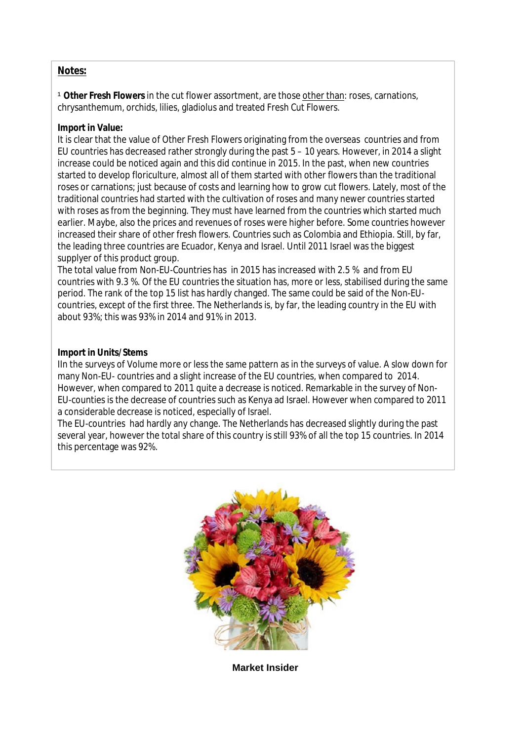## Notes:

[1] **Other Fresh Flowers** in the cut flower assortment, are those other than: roses, carnations, chrysanthemum, orchids, lilies, gladiolus and treated Fresh Cut Flowers.

**Import in Value:**

It is clear that the value of Other Fresh Flowers originating from the overseas countries and from EU countries has decreased rather strongly during the past 5 – 10 years. However, in 2014 a slight increase could be noticed again and this did continue in 2015. In the past, when new countries started to develop floriculture, almost all of them started with other flowers than the traditional roses or carnations; just because of costs and learning how to grow cut flowers. Lately, most of the traditional countries had started with the cultivation of roses and many newer countries started with roses as from the beginning. They must have learned from the countries which started much earlier. Maybe, also the prices and revenues of roses were higher before. Some countries however increased their share of other fresh flowers. Countries such as Colombia and Ethiopia. Still, by far, the leading three countries are Ecuador, Kenya and Israel. Until 2011 Israel was the biggest supplyer of this product group.

The total value from Non-EU-Countries has in 2015 has increased with 2.5 % and from EU countries with 9.3 %. Of the EU countries the situation has, more or less, stabilised during the same period. The rank of the top 15 list has hardly changed. The same could be said of the Non-EU-countries, except of the first three. The Netherlands is, by far, the leading country in the EU with about 93%; this was 93% in 2014 and 91% in 2013.

**Import in Units/Stems**

IIn the surveys of Volume more or less the same pattern as in the surveys of value. A slow down for many Non-EU- countries and a slight increase of the EU countries, when compared to 2014. However, when compared to 2011 quite a decrease is noticed. Remarkable in the survey of Non-EU-counties is the decrease of countries such as Kenya ad Israel. However when compared to 2011 a considerable decrease is noticed, especially of Israel.

The EU-countries had hardly any change. The Netherlands has decreased slightly during the past several year, however the total share of this country is still 93% of all the top 15 countries. In 2014 this percentage was 92%.

**Market Insider**